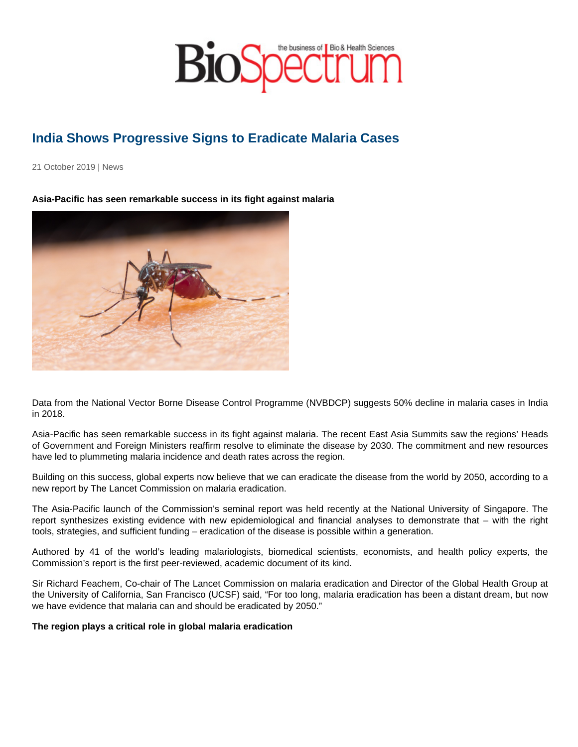# India Shows Progressive Signs to Eradicate Malaria Cases

21 October 2019 | News

**Asia-Pacific has seen remarkable success in its fight against malaria**

Data from the National Vector Borne Disease Control Programme (NVBDCP) suggests 50% decline in malaria cases in India in 2018.

Asia-Pacific has seen remarkable success in its fight against malaria. The recent East Asia Summits saw the regions' Heads of Government and Foreign Ministers reaffirm resolve to eliminate the disease by 2030. The commitment and new resources have led to plummeting malaria incidence and death rates across the region.

Building on this success, global experts now believe that we can eradicate the disease from the world by 2050, according to a new report by The Lancet Commission on malaria eradication.

The Asia-Pacific launch of the Commission's seminal report was held recently at the National University of Singapore. The report synthesizes existing evidence with new epidemiological and financial analyses to demonstrate that – with the right tools, strategies, and sufficient funding – eradication of the disease is possible within a generation.

Authored by 41 of the world's leading malariologists, biomedical scientists, economists, and health policy experts, the Commission's report is the first peer-reviewed, academic document of its kind.

Sir Richard Feachem, Co-chair of The Lancet Commission on malaria eradication and Director of the Global Health Group at the University of California, San Francisco (UCSF) said, "For too long, malaria eradication has been a distant dream, but now we have evidence that malaria can and should be eradicated by 2050."

**The region plays a critical role in global malaria eradication**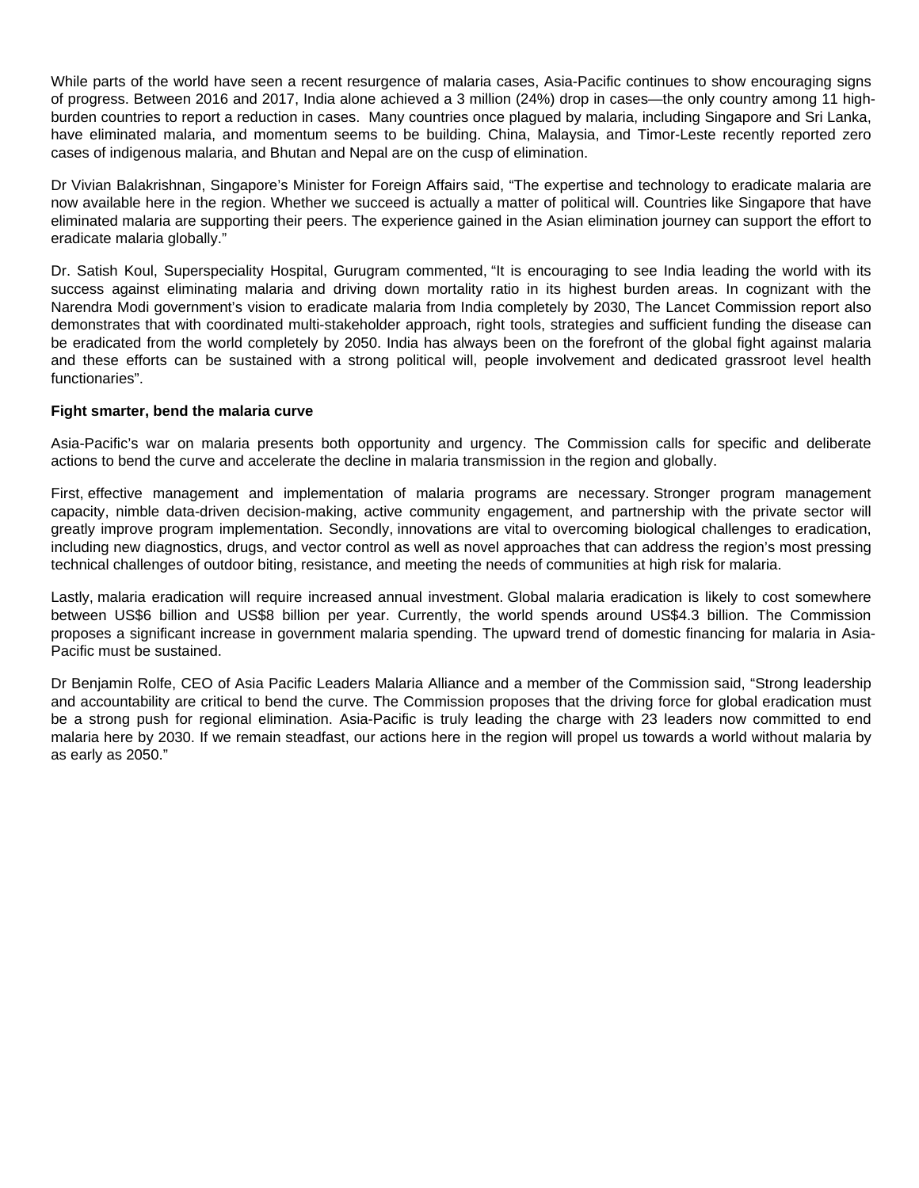While parts of the world have seen a recent resurgence of malaria cases, Asia-Pacific continues to show encouraging signs of progress. Between 2016 and 2017, India alone achieved a 3 million (24%) drop in cases—the only country among 11 high-burden countries to report a reduction in cases.  Many countries once plagued by malaria, including Singapore and Sri Lanka, have eliminated malaria, and momentum seems to be building. China, Malaysia, and Timor-Leste recently reported zero cases of indigenous malaria, and Bhutan and Nepal are on the cusp of elimination.

Dr Vivian Balakrishnan, Singapore's Minister for Foreign Affairs said, "The expertise and technology to eradicate malaria are now available here in the region. Whether we succeed is actually a matter of political will. Countries like Singapore that have eliminated malaria are supporting their peers. The experience gained in the Asian elimination journey can support the effort to eradicate malaria globally."

Dr. Satish Koul, Superspeciality Hospital, Gurugram commented, "It is encouraging to see India leading the world with its success against eliminating malaria and driving down mortality ratio in its highest burden areas. In cognizant with the Narendra Modi government's vision to eradicate malaria from India completely by 2030, The Lancet Commission report also demonstrates that with coordinated multi-stakeholder approach, right tools, strategies and sufficient funding the disease can be eradicated from the world completely by 2050. India has always been on the forefront of the global fight against malaria and these efforts can be sustained with a strong political will, people involvement and dedicated grassroot level health functionaries".

**Fight smarter, bend the malaria curve**

Asia-Pacific's war on malaria presents both opportunity and urgency. The Commission calls for specific and deliberate actions to bend the curve and accelerate the decline in malaria transmission in the region and globally.

First, effective management and implementation of malaria programs are necessary. Stronger program management capacity, nimble data-driven decision-making, active community engagement, and partnership with the private sector will greatly improve program implementation. Secondly, innovations are vital to overcoming biological challenges to eradication, including new diagnostics, drugs, and vector control as well as novel approaches that can address the region's most pressing technical challenges of outdoor biting, resistance, and meeting the needs of communities at high risk for malaria.

Lastly, malaria eradication will require increased annual investment. Global malaria eradication is likely to cost somewhere between US$6 billion and US$8 billion per year. Currently, the world spends around US$4.3 billion. The Commission proposes a significant increase in government malaria spending. The upward trend of domestic financing for malaria in Asia-Pacific must be sustained.

Dr Benjamin Rolfe, CEO of Asia Pacific Leaders Malaria Alliance and a member of the Commission said, "Strong leadership and accountability are critical to bend the curve. The Commission proposes that the driving force for global eradication must be a strong push for regional elimination. Asia-Pacific is truly leading the charge with 23 leaders now committed to end malaria here by 2030. If we remain steadfast, our actions here in the region will propel us towards a world without malaria by as early as 2050."